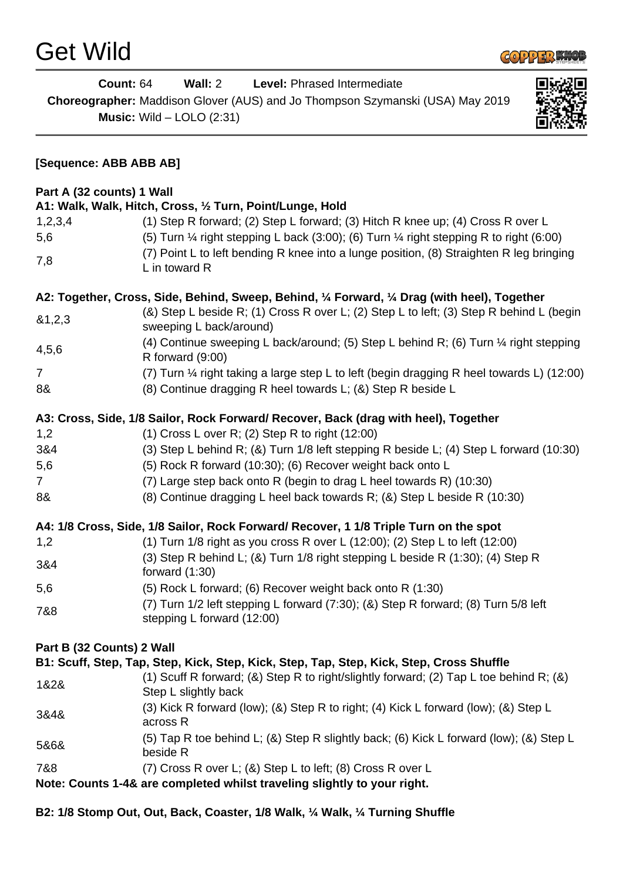# Get Wild

**Count:** 64 **Wall:** 2 **Level:** Phrased Intermediate

**Choreographer:** Maddison Glover (AUS) and Jo Thompson Szymanski (USA) May 2019

**Music:** Wild – LOLO (2:31)

**[Sequence: ABB ABB AB]**

**Part A (32 counts) 1 Wall**

**A1: Walk, Walk, Hitch, Cross, ½ Turn, Point/Lunge, Hold**

| | |
|---|---|
| 1,2,3,4 | (1) Step R forward; (2) Step L forward; (3) Hitch R knee up; (4) Cross R over L |
| 5,6 | (5) Turn ¼ right stepping L back (3:00); (6) Turn ¼ right stepping R to right (6:00) |
| 7,8 | (7) Point L to left bending R knee into a lunge position, (8) Straighten R leg bringing L in toward R |

**A2: Together, Cross, Side, Behind, Sweep, Behind, ¼ Forward, ¼ Drag (with heel), Together**

| | |
|---|---|
| &1,2,3 | (&) Step L beside R; (1) Cross R over L; (2) Step L to left; (3) Step R behind L (begin sweeping L back/around) |
| 4,5,6 | (4) Continue sweeping L back/around; (5) Step L behind R; (6) Turn ¼ right stepping R forward (9:00) |
| 7 | (7) Turn ¼ right taking a large step L to left (begin dragging R heel towards L) (12:00) |
| 8& | (8) Continue dragging R heel towards L; (&) Step R beside L |

**A3: Cross, Side, 1/8 Sailor, Rock Forward/ Recover, Back (drag with heel), Together**

| | |
|---|---|
| 1,2 | (1) Cross L over R; (2) Step R to right (12:00) |
| 3&4 | (3) Step L behind R; (&) Turn 1/8 left stepping R beside L; (4) Step L forward (10:30) |
| 5,6 | (5) Rock R forward (10:30); (6) Recover weight back onto L |
| 7 | (7) Large step back onto R (begin to drag L heel towards R) (10:30) |
| 8& | (8) Continue dragging L heel back towards R; (&) Step L beside R (10:30) |

**A4: 1/8 Cross, Side, 1/8 Sailor, Rock Forward/ Recover, 1 1/8 Triple Turn on the spot**

| | |
|---|---|
| 1,2 | (1) Turn 1/8 right as you cross R over L (12:00); (2) Step L to left (12:00) |
| 3&4 | (3) Step R behind L; (&) Turn 1/8 right stepping L beside R (1:30); (4) Step R forward (1:30) |
| 5,6 | (5) Rock L forward; (6) Recover weight back onto R (1:30) |
| 7&8 | (7) Turn 1/2 left stepping L forward (7:30); (&) Step R forward; (8) Turn 5/8 left stepping L forward (12:00) |

**Part B (32 Counts) 2 Wall**

**B1: Scuff, Step, Tap, Step, Kick, Step, Kick, Step, Tap, Step, Kick, Step, Cross Shuffle**

| | |
|---|---|
| 1&2& | (1) Scuff R forward; (&) Step R to right/slightly forward; (2) Tap L toe behind R; (&) Step L slightly back |
| 3&4& | (3) Kick R forward (low); (&) Step R to right; (4) Kick L forward (low); (&) Step L across R |
| 5&6& | (5) Tap R toe behind L; (&) Step R slightly back; (6) Kick L forward (low); (&) Step L beside R |
| 7&8 | (7) Cross R over L; (&) Step L to left; (8) Cross R over L |

**Note: Counts 1-4& are completed whilst traveling slightly to your right.**

**B2: 1/8 Stomp Out, Out, Back, Coaster, 1/8 Walk, ¼ Walk, ¼ Turning Shuffle**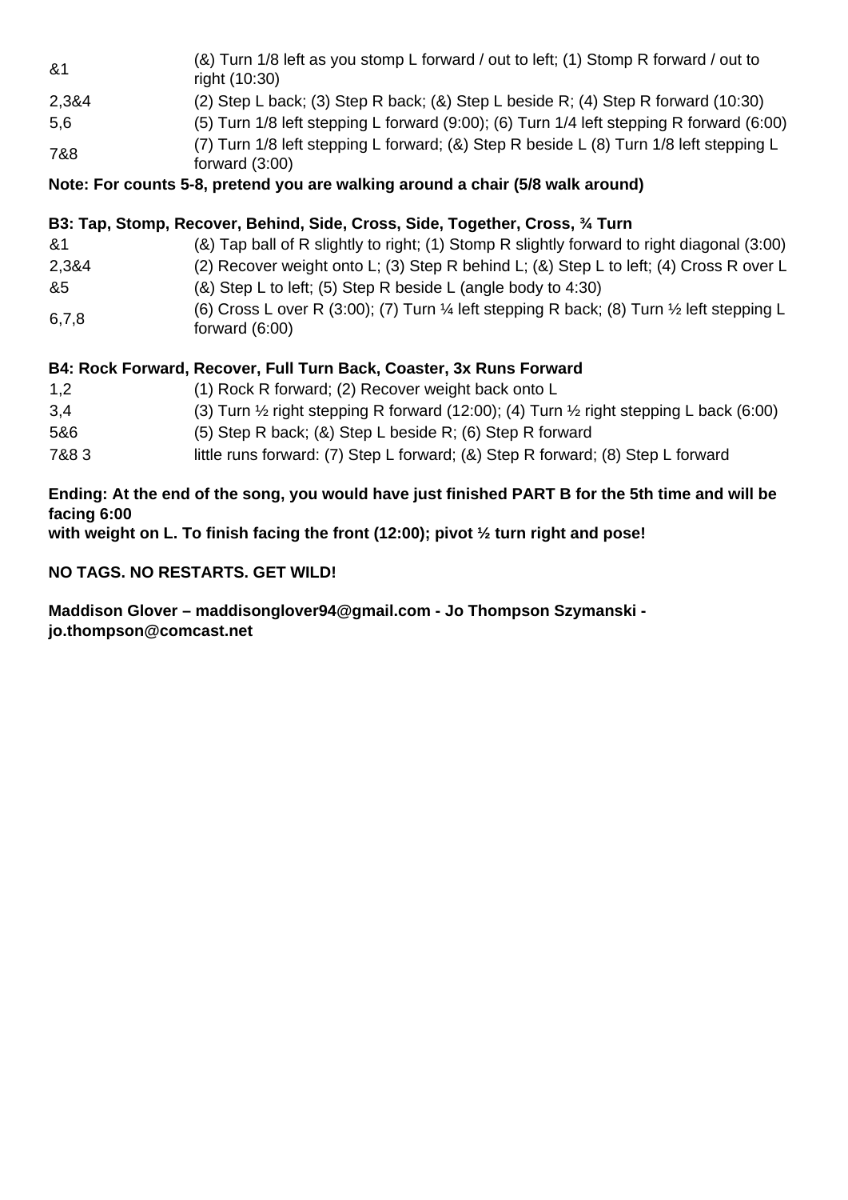| | |
|---|---|
| &1 | (&) Turn 1/8 left as you stomp L forward / out to left; (1) Stomp R forward / out to right (10:30) |
| 2,3&4 | (2) Step L back; (3) Step R back; (&) Step L beside R; (4) Step R forward (10:30) |
| 5,6 | (5) Turn 1/8 left stepping L forward (9:00); (6) Turn 1/4 left stepping R forward (6:00) |
| 7&8 | (7) Turn 1/8 left stepping L forward; (&) Step R beside L (8) Turn 1/8 left stepping L forward (3:00) |

**Note: For counts 5-8, pretend you are walking around a chair (5/8 walk around)**

**B3: Tap, Stomp, Recover, Behind, Side, Cross, Side, Together, Cross, ¾ Turn**

| | |
|---|---|
| &1 | (&) Tap ball of R slightly to right; (1) Stomp R slightly forward to right diagonal (3:00) |
| 2,3&4 | (2) Recover weight onto L; (3) Step R behind L; (&) Step L to left; (4) Cross R over L |
| &5 | (&) Step L to left; (5) Step R beside L (angle body to 4:30) |
| 6,7,8 | (6) Cross L over R (3:00); (7) Turn ¼ left stepping R back; (8) Turn ½ left stepping L forward (6:00) |

**B4: Rock Forward, Recover, Full Turn Back, Coaster, 3x Runs Forward**

| | |
|---|---|
| 1,2 | (1) Rock R forward; (2) Recover weight back onto L |
| 3,4 | (3) Turn ½ right stepping R forward (12:00); (4) Turn ½ right stepping L back (6:00) |
| 5&6 | (5) Step R back; (&) Step L beside R; (6) Step R forward |
| 7&8 3 | little runs forward: (7) Step L forward; (&) Step R forward; (8) Step L forward |

**Ending: At the end of the song, you would have just finished PART B for the 5th time and will be facing 6:00**
**with weight on L. To finish facing the front (12:00); pivot ½ turn right and pose!**

**NO TAGS. NO RESTARTS. GET WILD!**

**Maddison Glover – maddisonglover94@gmail.com - Jo Thompson Szymanski - jo.thompson@comcast.net**